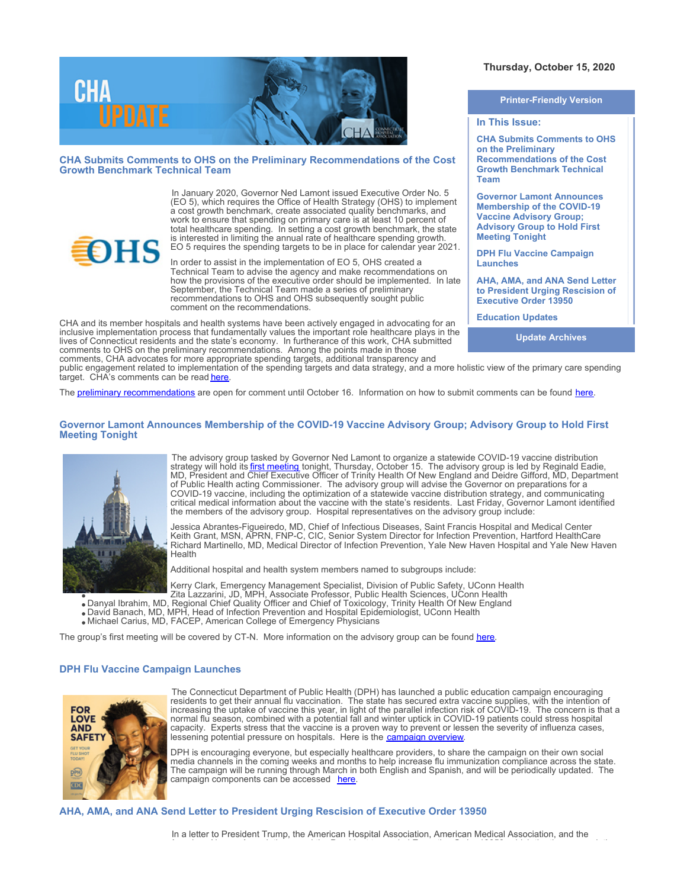Thursday, October 15, 2020

**Printer-Friendly Version**

**In This Issue:**

- CHA Submits Comments to OHS on the Preliminary Recommendations of the Cost Growth Benchmark Technical Team
- Governor Lamont Announces Membership of the COVID-19 Vaccine Advisory Group; Advisory Group to Hold First Meeting Tonight
- DPH Flu Vaccine Campaign Launches
- AHA, AMA, and ANA Send Letter to President Urging Rescission of Executive Order 13950
- Education Updates

**Update Archives**

## CHA Submits Comments to OHS on the Preliminary Recommendations of the Cost Growth Benchmark Technical Team

In January 2020, Governor Ned Lamont issued Executive Order No. 5 (EO 5), which requires the Office of Health Strategy (OHS) to implement a cost growth benchmark, create associated quality benchmarks, and work to ensure that spending on primary care is at least 10 percent of total healthcare spending. In setting a cost growth benchmark, the state is interested in limiting the annual rate of healthcare spending growth. EO 5 requires the spending targets to be in place for calendar year 2021.

In order to assist in the implementation of EO 5, OHS created a Technical Team to advise the agency and make recommendations on how the provisions of the executive order should be implemented. In late September, the Technical Team made a series of preliminary recommendations to OHS and OHS subsequently sought public comment on the recommendations.

CHA and its member hospitals and health systems have been actively engaged in advocating for an inclusive implementation process that fundamentally values the important role healthcare plays in the lives of Connecticut residents and the state's economy. In furtherance of this work, CHA submitted comments to OHS on the preliminary recommendations. Among the points made in those comments, CHA advocates for more appropriate spending targets, additional transparency and public engagement related to implementation of the spending targets and data strategy, and a more holistic view of the primary care spending target. CHA's comments can be read here.

The preliminary recommendations are open for comment until October 16. Information on how to submit comments can be found here.

## Governor Lamont Announces Membership of the COVID-19 Vaccine Advisory Group; Advisory Group to Hold First Meeting Tonight

The advisory group tasked by Governor Ned Lamont to organize a statewide COVID-19 vaccine distribution strategy will hold its first meeting tonight, Thursday, October 15. The advisory group is led by Reginald Eadie, MD, President and Chief Executive Officer of Trinity Health Of New England and Deidre Gifford, MD, Department of Public Health acting Commissioner. The advisory group will advise the Governor on preparations for a COVID-19 vaccine, including the optimization of a statewide vaccine distribution strategy, and communicating critical medical information about the vaccine with the state's residents. Last Friday, Governor Lamont identified the members of the advisory group. Hospital representatives on the advisory group include:

- Jessica Abrantes-Figueiredo, MD, Chief of Infectious Diseases, Saint Francis Hospital and Medical Center
- Keith Grant, MSN, APRN, FNP-C, CIC, Senior System Director for Infection Prevention, Hartford HealthCare
- Richard Martinello, MD, Medical Director of Infection Prevention, Yale New Haven Hospital and Yale New Haven Health

Additional hospital and health system members named to subgroups include:

- Kerry Clark, Emergency Management Specialist, Division of Public Safety, UConn Health
- Zita Lazzarini, JD, MPH, Associate Professor, Public Health Sciences, UConn Health
- Danyal Ibrahim, MD, Regional Chief Quality Officer and Chief of Toxicology, Trinity Health Of New England
- David Banach, MD, MPH, Head of Infection Prevention and Hospital Epidemiologist, UConn Health
- Michael Carius, MD, FACEP, American College of Emergency Physicians

The group's first meeting will be covered by CT-N. More information on the advisory group can be found here.

## DPH Flu Vaccine Campaign Launches

The Connecticut Department of Public Health (DPH) has launched a public education campaign encouraging residents to get their annual flu vaccination. The state has secured extra vaccine supplies, with the intention of increasing the uptake of vaccine this year, in light of the parallel infection risk of COVID-19. The concern is that a normal flu season, combined with a potential fall and winter uptick in COVID-19 patients could stress hospital capacity. Experts stress that the vaccine is a proven way to prevent or lessen the severity of influenza cases, lessening potential pressure on hospitals. Here is the campaign overview.

DPH is encouraging everyone, but especially healthcare providers, to share the campaign on their own social media channels in the coming weeks and months to help increase flu immunization compliance across the state. The campaign will be running through March in both English and Spanish, and will be periodically updated. The campaign components can be accessed here.

## AHA, AMA, and ANA Send Letter to President Urging Rescission of Executive Order 13950

In a letter to President Trump, the American Hospital Association, American Medical Association, and the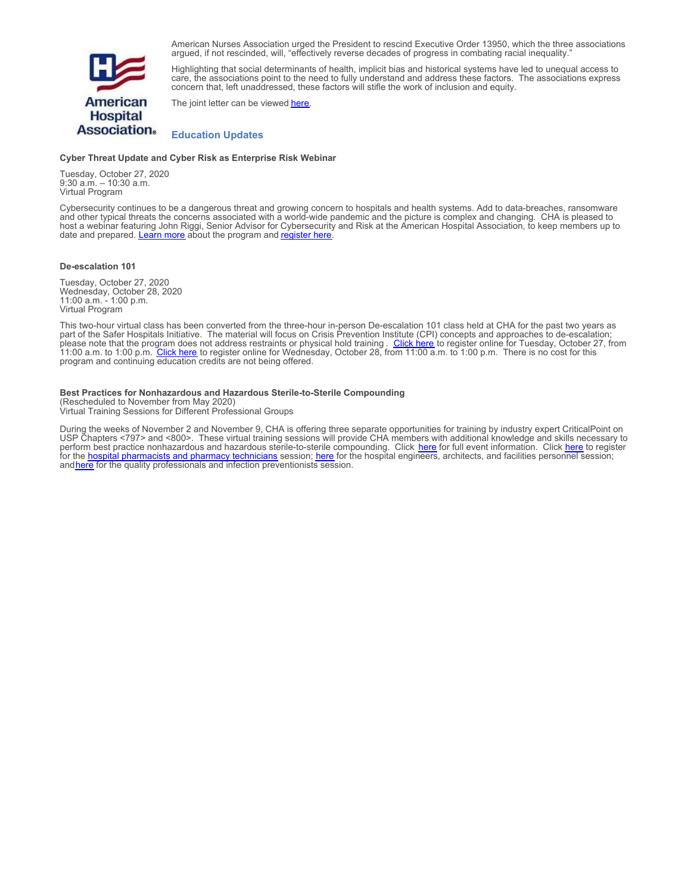American Nurses Association urged the President to rescind Executive Order 13950, which the three associations argued, if not rescinded, will, "effectively reverse decades of progress in combating racial inequality."

Highlighting that social determinants of health, implicit bias and historical systems have led to unequal access to care, the associations point to the need to fully understand and address these factors. The associations express concern that, left unaddressed, these factors will stifle the work of inclusion and equity.

The joint letter can be viewed here.

## Education Updates

**Cyber Threat Update and Cyber Risk as Enterprise Risk Webinar**

Tuesday, October 27, 2020
9:30 a.m. – 10:30 a.m.
Virtual Program

Cybersecurity continues to be a dangerous threat and growing concern to hospitals and health systems. Add to data-breaches, ransomware and other typical threats the concerns associated with a world-wide pandemic and the picture is complex and changing. CHA is pleased to host a webinar featuring John Riggi, Senior Advisor for Cybersecurity and Risk at the American Hospital Association, to keep members up to date and prepared. Learn more about the program and register here.

**De-escalation 101**

Tuesday, October 27, 2020
Wednesday, October 28, 2020
11:00 a.m. - 1:00 p.m.
Virtual Program

This two-hour virtual class has been converted from the three-hour in-person De-escalation 101 class held at CHA for the past two years as part of the Safer Hospitals Initiative. The material will focus on Crisis Prevention Institute (CPI) concepts and approaches to de-escalation; please note that the program does not address restraints or physical hold training . Click here to register online for Tuesday, October 27, from 11:00 a.m. to 1:00 p.m. Click here to register online for Wednesday, October 28, from 11:00 a.m. to 1:00 p.m. There is no cost for this program and continuing education credits are not being offered.

**Best Practices for Nonhazardous and Hazardous Sterile-to-Sterile Compounding**
(Rescheduled to November from May 2020)
Virtual Training Sessions for Different Professional Groups

During the weeks of November 2 and November 9, CHA is offering three separate opportunities for training by industry expert CriticalPoint on USP Chapters <797> and <800>. These virtual training sessions will provide CHA members with additional knowledge and skills necessary to perform best practice nonhazardous and hazardous sterile-to-sterile compounding. Click here for full event information. Click here to register for the hospital pharmacists and pharmacy technicians session; here for the hospital engineers, architects, and facilities personnel session; and here for the quality professionals and infection preventionists session.